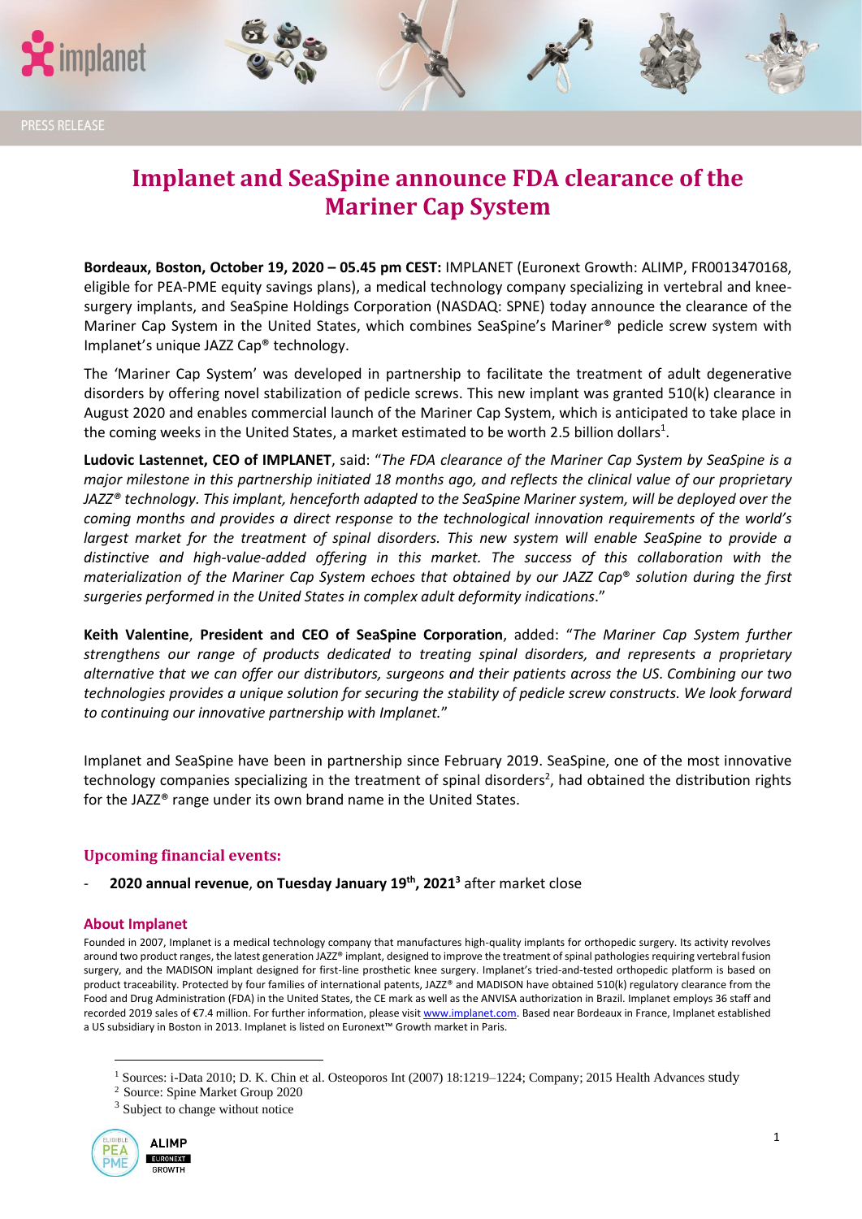PRESS RELEASE

# Implanet and SeaSpine announce FDA clearance of the Mariner Cap System

**Bordeaux, Boston, October 19, 2020 – 05.45 pm CEST:** IMPLANET (Euronext Growth: ALIMP, FR0013470168, eligible for PEA-PME equity savings plans), a medical technology company specializing in vertebral and knee-surgery implants, and SeaSpine Holdings Corporation (NASDAQ: SPNE) today announce the clearance of the Mariner Cap System in the United States, which combines SeaSpine's Mariner® pedicle screw system with Implanet's unique JAZZ Cap® technology.

The 'Mariner Cap System' was developed in partnership to facilitate the treatment of adult degenerative disorders by offering novel stabilization of pedicle screws. This new implant was granted 510(k) clearance in August 2020 and enables commercial launch of the Mariner Cap System, which is anticipated to take place in the coming weeks in the United States, a market estimated to be worth 2.5 billion dollars[1].

**Ludovic Lastennet, CEO of IMPLANET**, said: "*The FDA clearance of the Mariner Cap System by SeaSpine is a major milestone in this partnership initiated 18 months ago, and reflects the clinical value of our proprietary JAZZ® technology. This implant, henceforth adapted to the SeaSpine Mariner system, will be deployed over the coming months and provides a direct response to the technological innovation requirements of the world's largest market for the treatment of spinal disorders. This new system will enable SeaSpine to provide a distinctive and high-value-added offering in this market. The success of this collaboration with the materialization of the Mariner Cap System echoes that obtained by our JAZZ Cap® solution during the first surgeries performed in the United States in complex adult deformity indications*."

**Keith Valentine**, **President and CEO of SeaSpine Corporation**, added: "*The Mariner Cap System further strengthens our range of products dedicated to treating spinal disorders, and represents a proprietary alternative that we can offer our distributors, surgeons and their patients across the US. Combining our two technologies provides a unique solution for securing the stability of pedicle screw constructs. We look forward to continuing our innovative partnership with Implanet.*"

Implanet and SeaSpine have been in partnership since February 2019. SeaSpine, one of the most innovative technology companies specializing in the treatment of spinal disorders[2], had obtained the distribution rights for the JAZZ® range under its own brand name in the United States.

## Upcoming financial events:

- **2020 annual revenue**, **on Tuesday January 19th, 2021**[3] after market close

### About Implanet

Founded in 2007, Implanet is a medical technology company that manufactures high-quality implants for orthopedic surgery. Its activity revolves around two product ranges, the latest generation JAZZ® implant, designed to improve the treatment of spinal pathologies requiring vertebral fusion surgery, and the MADISON implant designed for first-line prosthetic knee surgery. Implanet's tried-and-tested orthopedic platform is based on product traceability. Protected by four families of international patents, JAZZ® and MADISON have obtained 510(k) regulatory clearance from the Food and Drug Administration (FDA) in the United States, the CE mark as well as the ANVISA authorization in Brazil. Implanet employs 36 staff and recorded 2019 sales of €7.4 million. For further information, please visit www.implanet.com. Based near Bordeaux in France, Implanet established a US subsidiary in Boston in 2013. Implanet is listed on Euronext™ Growth market in Paris.

---

[1] Sources: i-Data 2010; D. K. Chin et al. Osteoporos Int (2007) 18:1219–1224; Company; 2015 Health Advances study

[2] Source: Spine Market Group 2020

[3] Subject to change without notice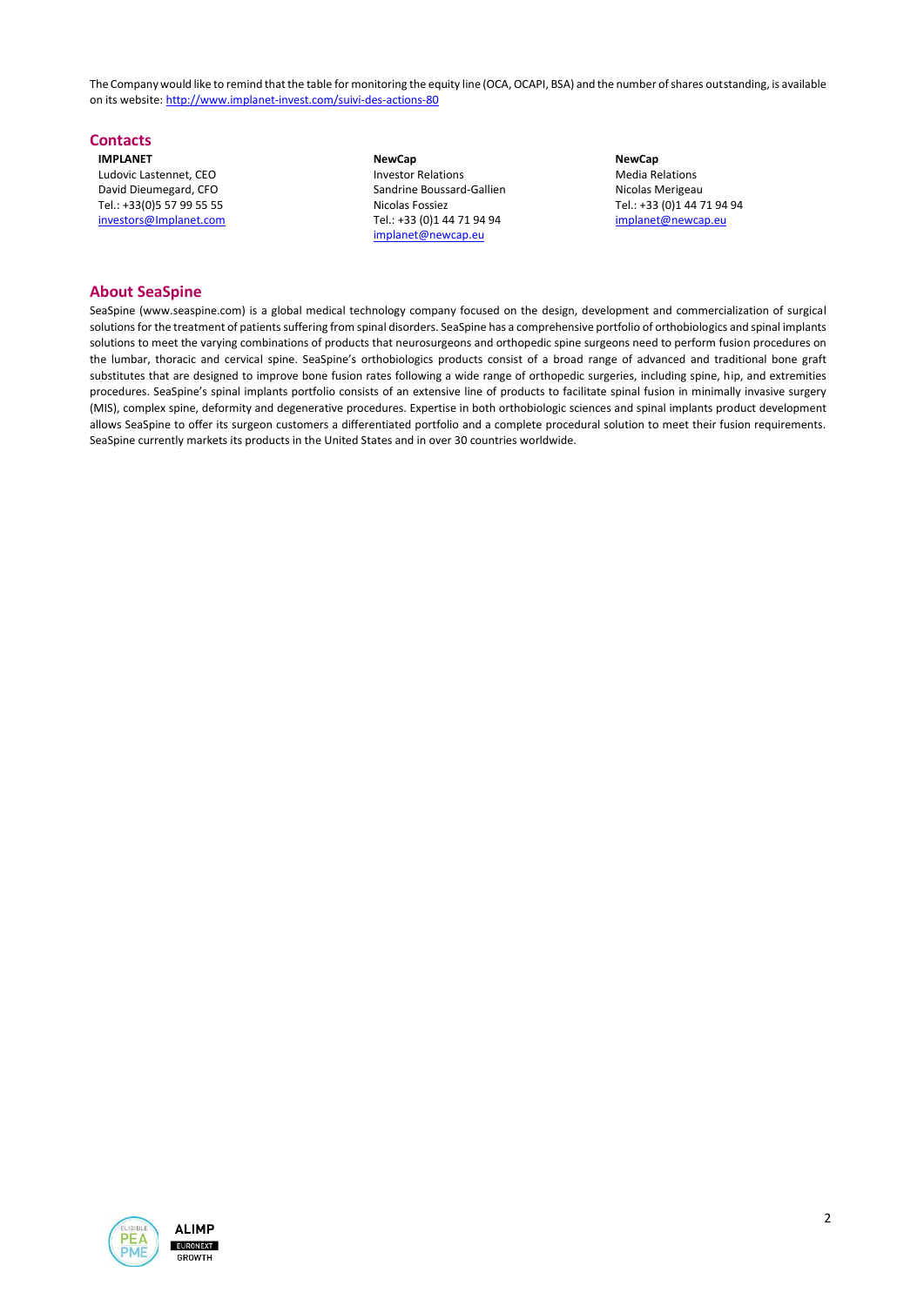The Company would like to remind that the table for monitoring the equity line (OCA, OCAPI, BSA) and the number of shares outstanding, is available on its website: http://www.implanet-invest.com/suivi-des-actions-80

## Contacts

**IMPLANET**
Ludovic Lastennet, CEO
David Dieumegard, CFO
Tel.: +33(0)5 57 99 55 55
investors@Implanet.com

**NewCap**
Investor Relations
Sandrine Boussard-Gallien
Nicolas Fossiez
Tel.: +33 (0)1 44 71 94 94
implanet@newcap.eu

**NewCap**
Media Relations
Nicolas Merigeau
Tel.: +33 (0)1 44 71 94 94
implanet@newcap.eu

## About SeaSpine

SeaSpine (www.seaspine.com) is a global medical technology company focused on the design, development and commercialization of surgical solutions for the treatment of patients suffering from spinal disorders. SeaSpine has a comprehensive portfolio of orthobiologics and spinal implants solutions to meet the varying combinations of products that neurosurgeons and orthopedic spine surgeons need to perform fusion procedures on the lumbar, thoracic and cervical spine. SeaSpine's orthobiologics products consist of a broad range of advanced and traditional bone graft substitutes that are designed to improve bone fusion rates following a wide range of orthopedic surgeries, including spine, hip, and extremities procedures. SeaSpine's spinal implants portfolio consists of an extensive line of products to facilitate spinal fusion in minimally invasive surgery (MIS), complex spine, deformity and degenerative procedures. Expertise in both orthobiologic sciences and spinal implants product development allows SeaSpine to offer its surgeon customers a differentiated portfolio and a complete procedural solution to meet their fusion requirements. SeaSpine currently markets its products in the United States and in over 30 countries worldwide.

ELIGIBLE PEA PME

ALIMP
EURONEXT GROWTH